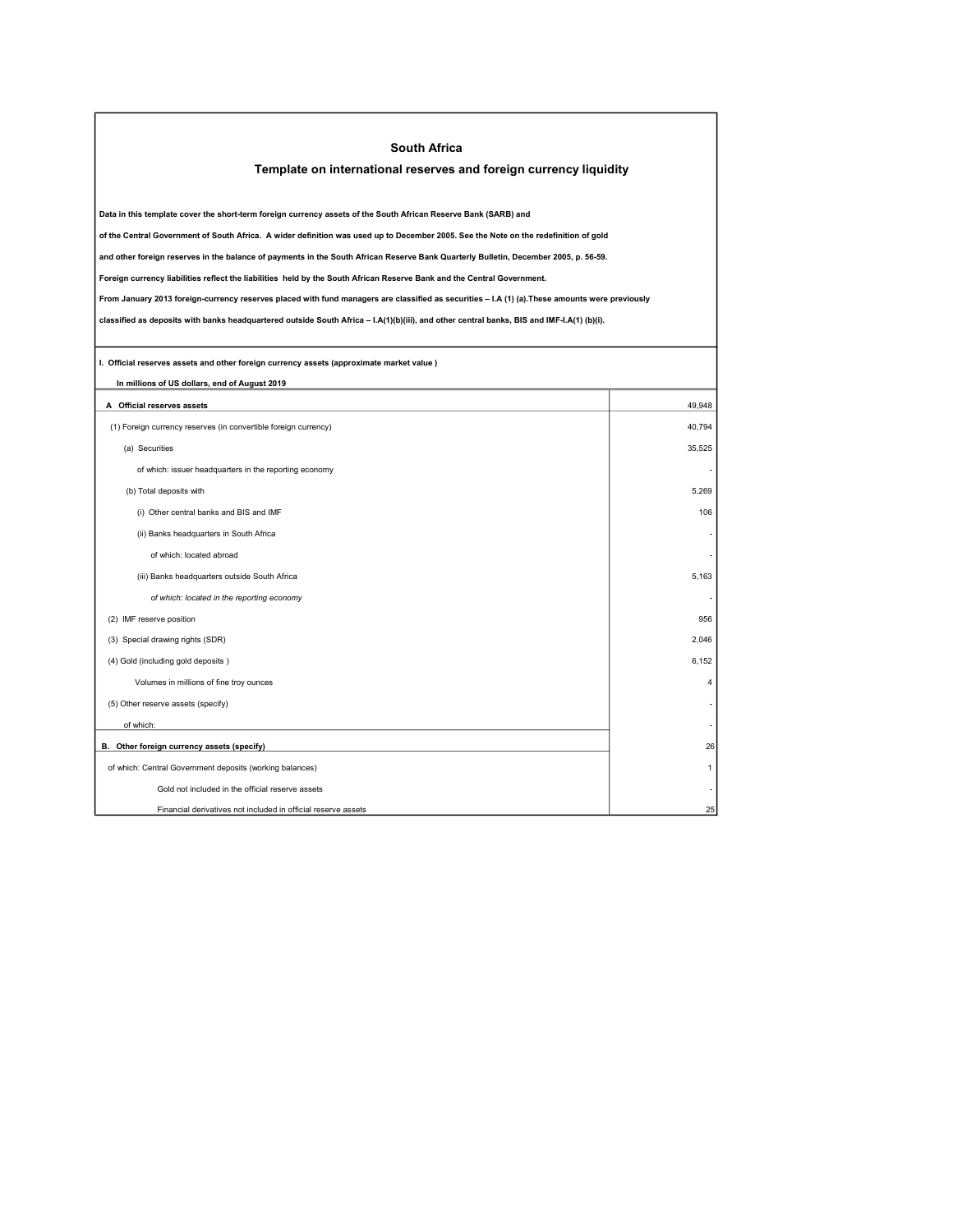# South Africa

## Template on international reserves and foreign currency liquidity

**Data in this template cover the short-term foreign currency assets of the South African Reserve Bank (SARB) and**

**of the Central Government of South Africa. A wider definition was used up to December 2005. See the Note on the redefinition of gold**

**and other foreign reserves in the balance of payments in the South African Reserve Bank Quarterly Bulletin, December 2005, p. 56-59.**

**Foreign currency liabilities reflect the liabilities held by the South African Reserve Bank and the Central Government.**

**From January 2013 foreign-currency reserves placed with fund managers are classified as securities – I.A (1) (a).These amounts were previously**

**classified as deposits with banks headquartered outside South Africa – I.A(1)(b)(iii), and other central banks, BIS and IMF-I.A(1) (b)(i).**

**I. Official reserves assets and other foreign currency assets (approximate market value )**

**In millions of US dollars, end of August 2019**

| | |
|---|---|
| **A Official reserves assets** | 49,948 |
| (1) Foreign currency reserves (in convertible foreign currency) | 40,794 |
| (a) Securities | 35,525 |
| of which: issuer headquarters in the reporting economy | - |
| (b) Total deposits with | 5,269 |
| (i) Other central banks and BIS and IMF | 106 |
| (ii) Banks headquarters in South Africa | - |
| of which: located abroad | - |
| (iii) Banks headquarters outside South Africa | 5,163 |
| *of which: located in the reporting economy* | - |
| (2) IMF reserve position | 956 |
| (3) Special drawing rights (SDR) | 2,046 |
| (4) Gold (including gold deposits ) | 6,152 |
| Volumes in millions of fine troy ounces | 4 |
| (5) Other reserve assets (specify) | - |
| of which: | - |
| **B. Other foreign currency assets (specify)** | 26 |
| of which: Central Government deposits (working balances) | 1 |
| Gold not included in the official reserve assets | - |
| Financial derivatives not included in official reserve assets | 25 |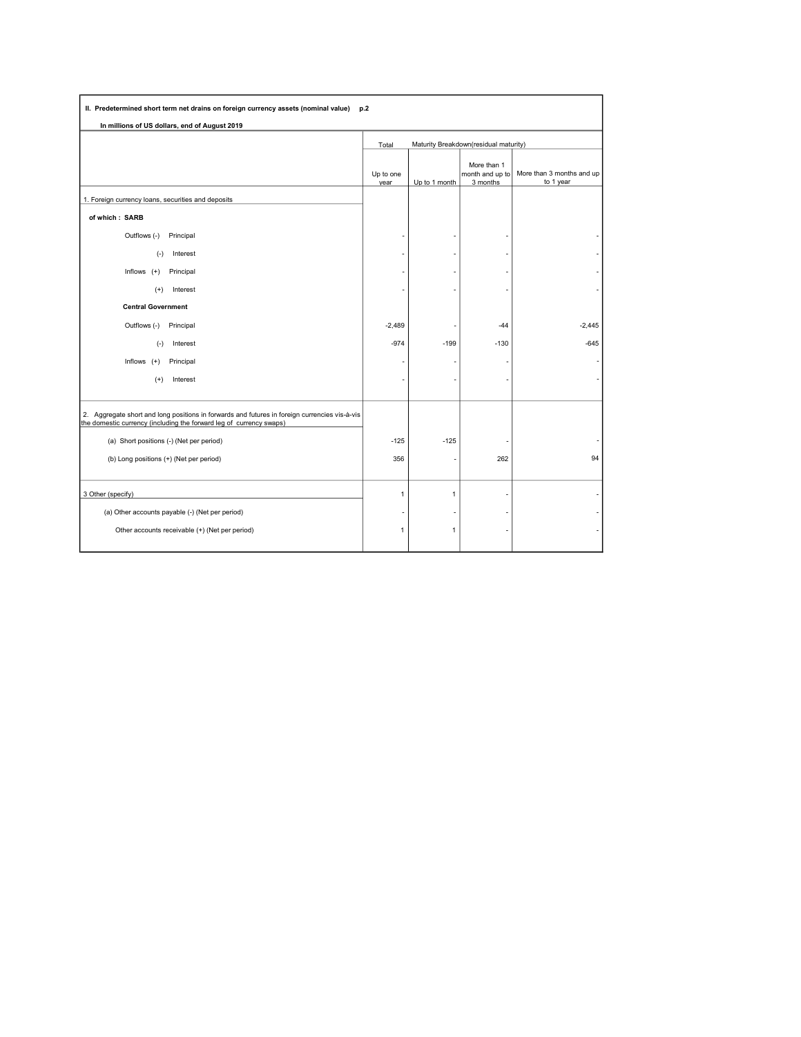**II. Predetermined short term net drains on foreign currency assets (nominal value) p.2**

**In millions of US dollars, end of August 2019**

| | Total | Maturity Breakdown(residual maturity) | | |
|---|---|---|---|---|
| | Up to one year | Up to 1 month | More than 1 month and up to 3 months | More than 3 months and up to 1 year |
| 1. Foreign currency loans, securities and deposits | | | | |
| **of which : SARB** | | | | |
| Outflows (-) Principal | - | - | - | - |
| (-) Interest | - | - | - | - |
| Inflows (+) Principal | - | - | - | - |
| (+) Interest | - | - | - | - |
| **Central Government** | | | | |
| Outflows (-) Principal | -2,489 | - | -44 | -2,445 |
| (-) Interest | -974 | -199 | -130 | -645 |
| Inflows (+) Principal | - | - | - | - |
| (+) Interest | - | - | - | - |
| 2. Aggregate short and long positions in forwards and futures in foreign currencies vis-à-vis the domestic currency (including the forward leg of currency swaps) | | | | |
| (a) Short positions (-) (Net per period) | -125 | -125 | - | - |
| (b) Long positions (+) (Net per period) | 356 | - | 262 | 94 |
| 3 Other (specify) | 1 | 1 | - | - |
| (a) Other accounts payable (-) (Net per period) | - | - | - | - |
| Other accounts receivable (+) (Net per period) | 1 | 1 | - | - |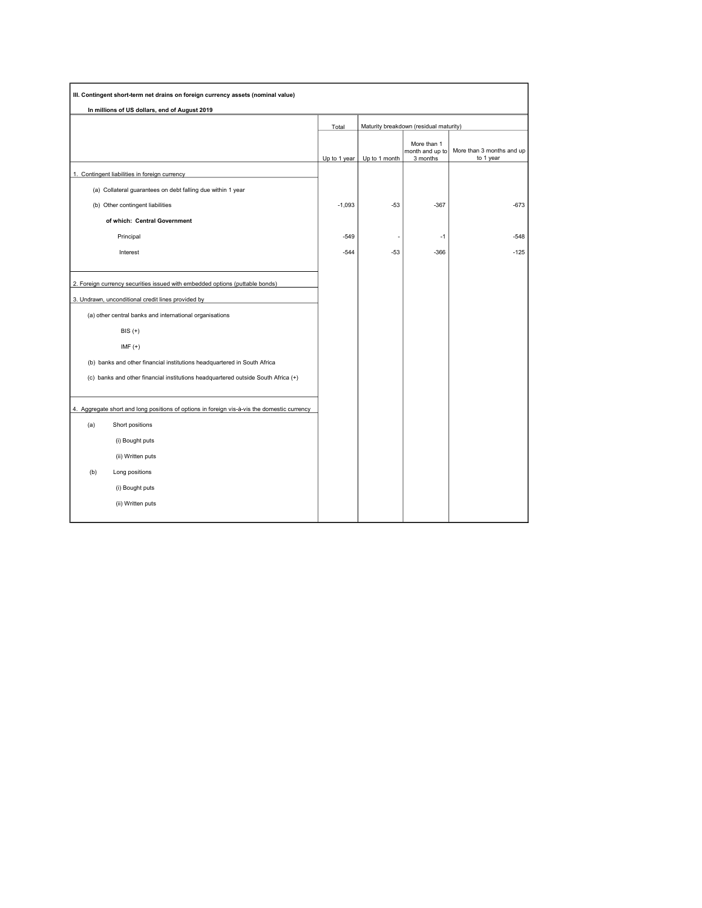**III. Contingent short-term net drains on foreign currency assets (nominal value)**

**In millions of US dollars, end of August 2019**

| | Total | Maturity breakdown (residual maturity) | | |
|---|---|---|---|---|
| | Up to 1 year | Up to 1 month | More than 1 month and up to 3 months | More than 3 months and up to 1 year |
| 1. Contingent liabilities in foreign currency | | | | |
| (a) Collateral guarantees on debt falling due within 1 year | | | | |
| (b) Other contingent liabilities | -1,093 | -53 | -367 | -673 |
| **of which: Central Government** | | | | |
| Principal | -549 | - | -1 | -548 |
| Interest | -544 | -53 | -366 | -125 |
| 2. Foreign currency securities issued with embedded options (puttable bonds) | | | | |
| 3. Undrawn, unconditional credit lines provided by | | | | |
| (a) other central banks and international organisations | | | | |
| BIS (+) | | | | |
| IMF (+) | | | | |
| (b) banks and other financial institutions headquartered in South Africa | | | | |
| (c) banks and other financial institutions headquartered outside South Africa (+) | | | | |
| 4. Aggregate short and long positions of options in foreign vis-à-vis the domestic currency | | | | |
| (a) Short positions | | | | |
| (i) Bought puts | | | | |
| (ii) Written puts | | | | |
| (b) Long positions | | | | |
| (i) Bought puts | | | | |
| (ii) Written puts | | | | |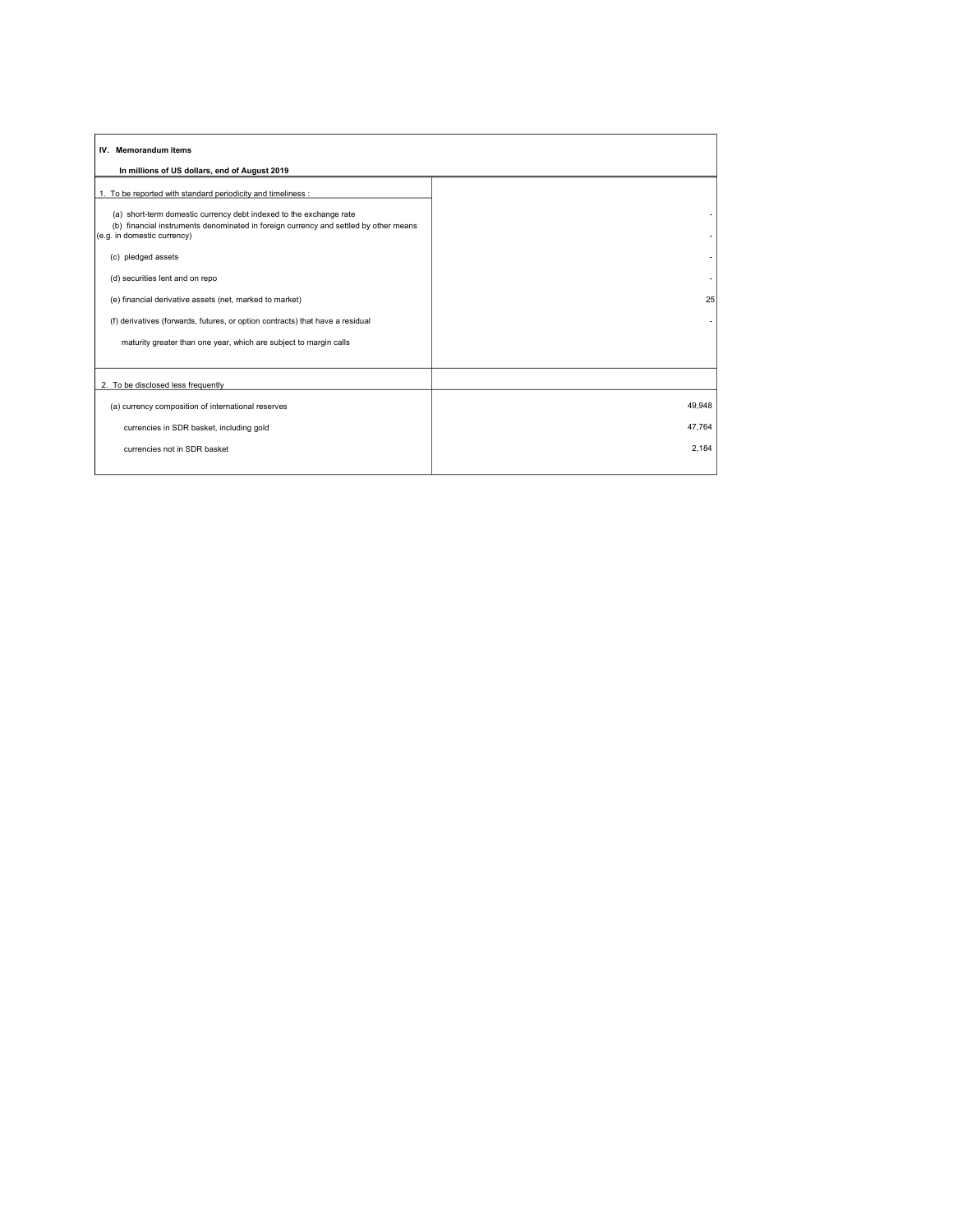| IV. Memorandum items | |
|---|---|
| **In millions of US dollars, end of August 2019** | |
| 1. To be reported with standard periodicity and timeliness : | |
| (a) short-term domestic currency debt indexed to the exchange rate | - |
| (b) financial instruments denominated in foreign currency and settled by other means (e.g. in domestic currency) | - |
| (c) pledged assets | - |
| (d) securities lent and on repo | - |
| (e) financial derivative assets (net, marked to market) | 25 |
| (f) derivatives (forwards, futures, or option contracts) that have a residual maturity greater than one year, which are subject to margin calls | - |
| 2. To be disclosed less frequently | |
| (a) currency composition of international reserves | 49,948 |
| currencies in SDR basket, including gold | 47,764 |
| currencies not in SDR basket | 2,184 |